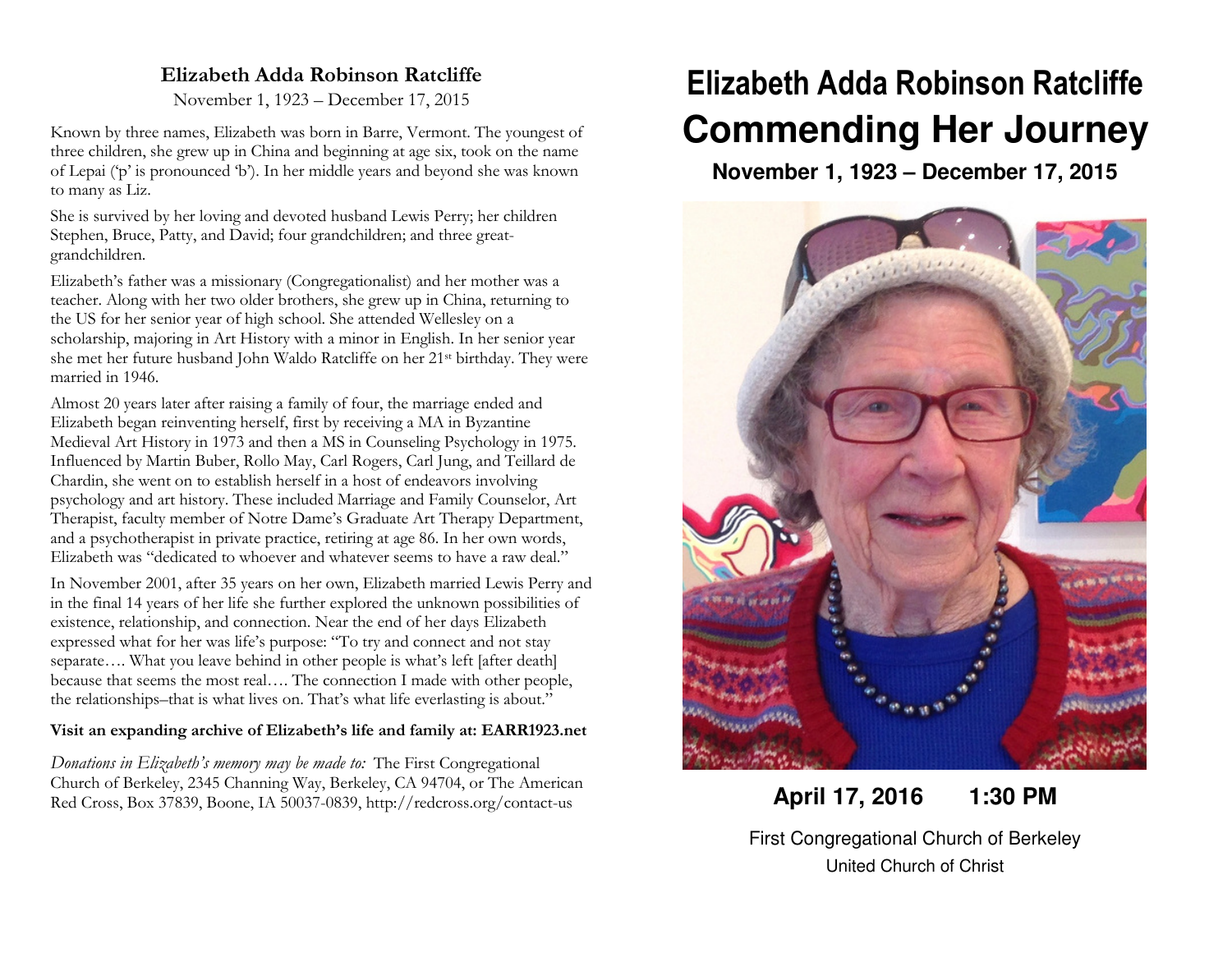# Elizabeth Adda Robinson Ratcliffe

November 1, 1923 – December 17, 2015

Known by three names, Elizabeth was born in Barre, Vermont. The youngest of three children, she grew up in China and beginning at age six, took on the name of Lepai ('p' is pronounced 'b'). In her middle years and beyond she was known to many as Liz.

She is survived by her loving and devoted husband Lewis Perry; her children Stephen, Bruce, Patty, and David; four grandchildren; and three great-grandchildren.

Elizabeth's father was a missionary (Congregationalist) and her mother was a teacher. Along with her two older brothers, she grew up in China, returning to the US for her senior year of high school. She attended Wellesley on a scholarship, majoring in Art History with a minor in English. In her senior year she met her future husband John Waldo Ratcliffe on her 21st birthday. They were married in 1946.

Almost 20 years later after raising a family of four, the marriage ended and Elizabeth began reinventing herself, first by receiving a MA in Byzantine Medieval Art History in 1973 and then a MS in Counseling Psychology in 1975. Influenced by Martin Buber, Rollo May, Carl Rogers, Carl Jung, and Teillard de Chardin, she went on to establish herself in a host of endeavors involving psychology and art history. These included Marriage and Family Counselor, Art Therapist, faculty member of Notre Dame's Graduate Art Therapy Department, and a psychotherapist in private practice, retiring at age 86. In her own words, Elizabeth was "dedicated to whoever and whatever seems to have a raw deal."

In November 2001, after 35 years on her own, Elizabeth married Lewis Perry and in the final 14 years of her life she further explored the unknown possibilities of existence, relationship, and connection. Near the end of her days Elizabeth expressed what for her was life's purpose: "To try and connect and not stay separate…. What you leave behind in other people is what's left [after death] because that seems the most real…. The connection I made with other people, the relationships–that is what lives on. That's what life everlasting is about."

**Visit an expanding archive of Elizabeth's life and family at: EARR1923.net**

*Donations in Elizabeth's memory may be made to:* The First Congregational Church of Berkeley, 2345 Channing Way, Berkeley, CA 94704, or The American Red Cross, Box 37839, Boone, IA 50037-0839, http://redcross.org/contact-us

# Elizabeth Adda Robinson Ratcliffe

# Commending Her Journey

**November 1, 1923 – December 17, 2015**

**April 17, 2016 1:30 PM**

First Congregational Church of Berkeley

United Church of Christ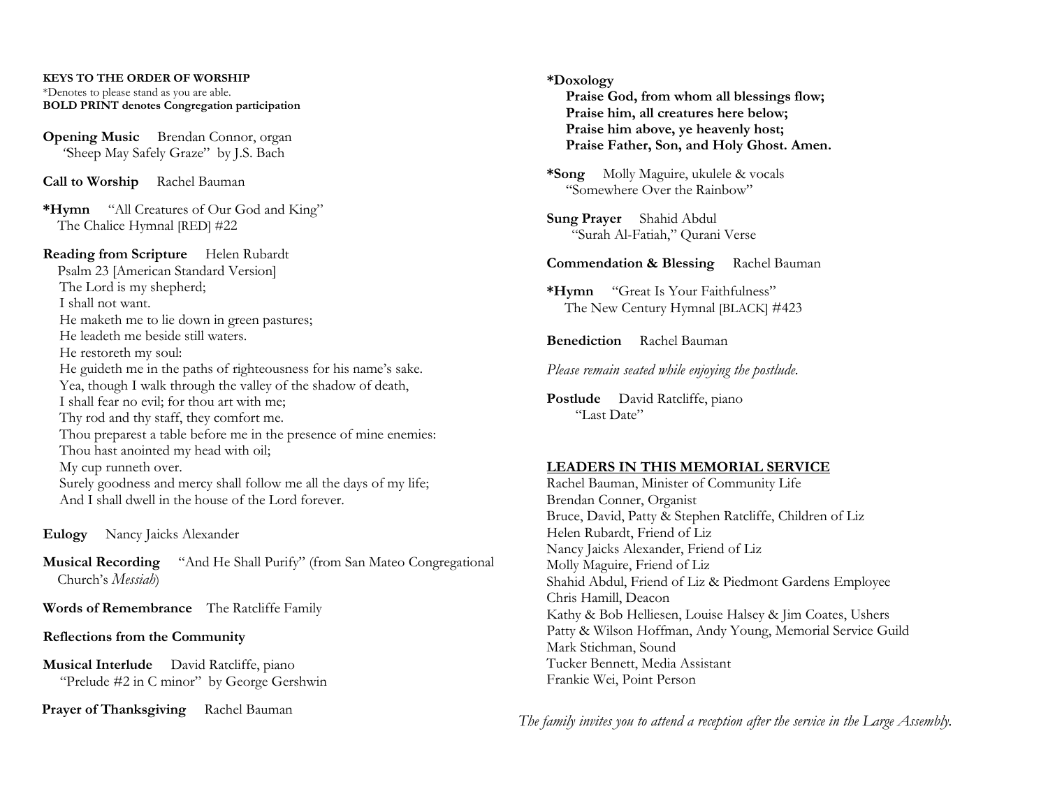**KEYS TO THE ORDER OF WORSHIP**
*Denotes to please stand as you are able.
**BOLD PRINT denotes Congregation participation**

**Opening Music** Brendan Connor, organ
'Sheep May Safely Graze" by J.S. Bach

**Call to Worship** Rachel Bauman

***Hymn** "All Creatures of Our God and King"
The Chalice Hymnal [RED] #22

**Reading from Scripture** Helen Rubardt
Psalm 23 [American Standard Version]
The Lord is my shepherd;
I shall not want.
He maketh me to lie down in green pastures;
He leadeth me beside still waters.
He restoreth my soul:
He guideth me in the paths of righteousness for his name's sake.
Yea, though I walk through the valley of the shadow of death,
I shall fear no evil; for thou art with me;
Thy rod and thy staff, they comfort me.
Thou preparest a table before me in the presence of mine enemies:
Thou hast anointed my head with oil;
My cup runneth over.
Surely goodness and mercy shall follow me all the days of my life;
And I shall dwell in the house of the Lord forever.

**Eulogy** Nancy Jaicks Alexander

**Musical Recording** "And He Shall Purify" (from San Mateo Congregational Church's *Messiah*)

**Words of Remembrance** The Ratcliffe Family

**Reflections from the Community**

**Musical Interlude** David Ratcliffe, piano
"Prelude #2 in C minor" by George Gershwin

**Prayer of Thanksgiving** Rachel Bauman

***Doxology**
**Praise God, from whom all blessings flow;**
**Praise him, all creatures here below;**
**Praise him above, ye heavenly host;**
**Praise Father, Son, and Holy Ghost. Amen.**

***Song** Molly Maguire, ukulele & vocals
"Somewhere Over the Rainbow"

**Sung Prayer** Shahid Abdul
"Surah Al-Fatiah," Qurani Verse

**Commendation & Blessing** Rachel Bauman

***Hymn** "Great Is Your Faithfulness"
The New Century Hymnal [BLACK] #423

**Benediction** Rachel Bauman

*Please remain seated while enjoying the postlude.*

**Postlude** David Ratcliffe, piano
"Last Date"

**LEADERS IN THIS MEMORIAL SERVICE**

Rachel Bauman, Minister of Community Life
Brendan Conner, Organist
Bruce, David, Patty & Stephen Ratcliffe, Children of Liz
Helen Rubardt, Friend of Liz
Nancy Jaicks Alexander, Friend of Liz
Molly Maguire, Friend of Liz
Shahid Abdul, Friend of Liz & Piedmont Gardens Employee
Chris Hamill, Deacon
Kathy & Bob Helliesen, Louise Halsey & Jim Coates, Ushers
Patty & Wilson Hoffman, Andy Young, Memorial Service Guild
Mark Stichman, Sound
Tucker Bennett, Media Assistant
Frankie Wei, Point Person

*The family invites you to attend a reception after the service in the Large Assembly.*